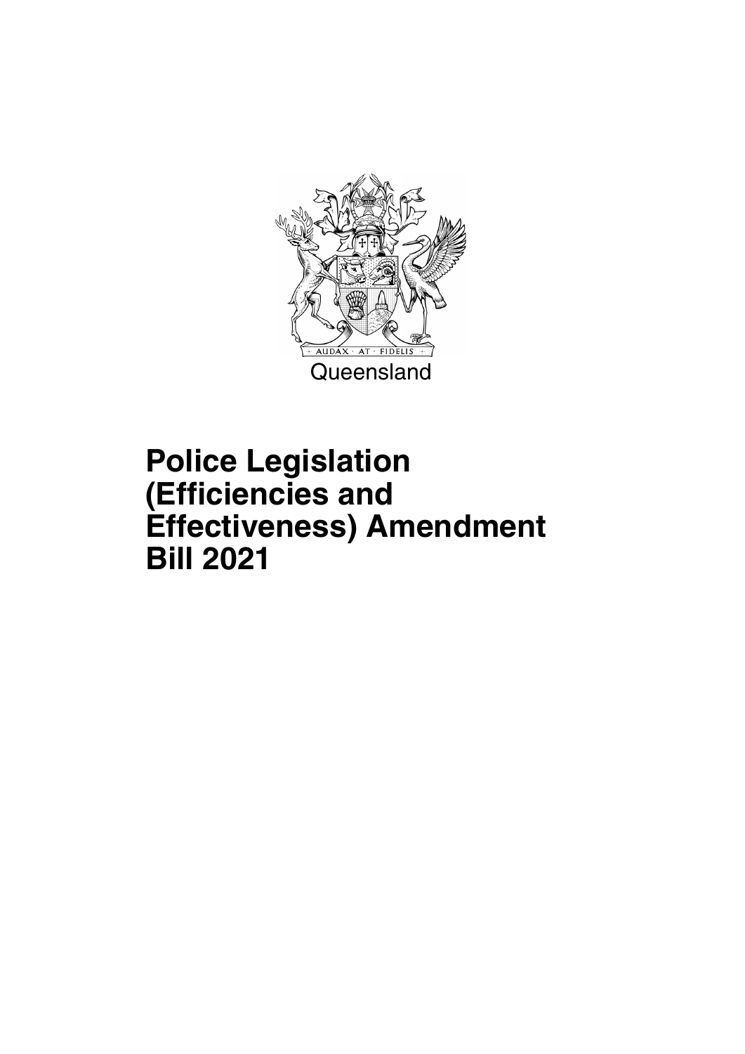AUDAX · AT · FIDELIS

Queensland

# Police Legislation (Efficiencies and Effectiveness) Amendment Bill 2021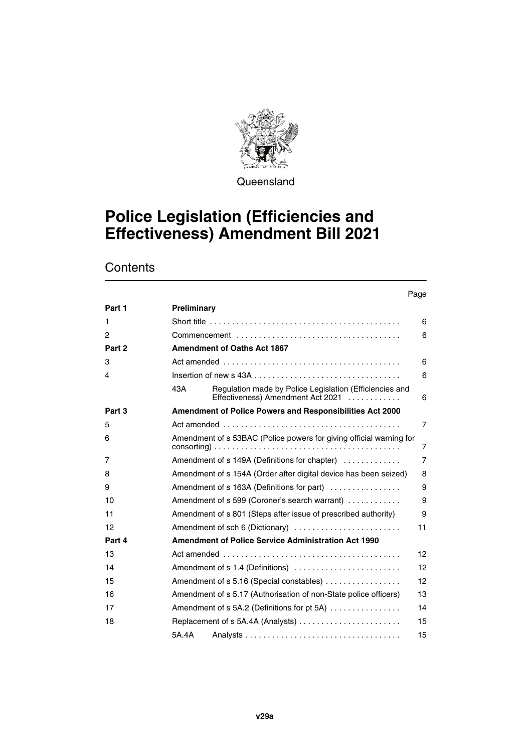Queensland

# Police Legislation (Efficiencies and Effectiveness) Amendment Bill 2021

## Contents

| | | Page |
|---|---|---|
| **Part 1** | **Preliminary** | |
| 1 | Short title | 6 |
| 2 | Commencement | 6 |
| **Part 2** | **Amendment of Oaths Act 1867** | |
| 3 | Act amended | 6 |
| 4 | Insertion of new s 43A | 6 |
| | 43A Regulation made by Police Legislation (Efficiencies and Effectiveness) Amendment Act 2021 | 6 |
| **Part 3** | **Amendment of Police Powers and Responsibilities Act 2000** | |
| 5 | Act amended | 7 |
| 6 | Amendment of s 53BAC (Police powers for giving official warning for consorting) | 7 |
| 7 | Amendment of s 149A (Definitions for chapter) | 7 |
| 8 | Amendment of s 154A (Order after digital device has been seized) | 8 |
| 9 | Amendment of s 163A (Definitions for part) | 9 |
| 10 | Amendment of s 599 (Coroner's search warrant) | 9 |
| 11 | Amendment of s 801 (Steps after issue of prescribed authority) | 9 |
| 12 | Amendment of sch 6 (Dictionary) | 11 |
| **Part 4** | **Amendment of Police Service Administration Act 1990** | |
| 13 | Act amended | 12 |
| 14 | Amendment of s 1.4 (Definitions) | 12 |
| 15 | Amendment of s 5.16 (Special constables) | 12 |
| 16 | Amendment of s 5.17 (Authorisation of non-State police officers) | 13 |
| 17 | Amendment of s 5A.2 (Definitions for pt 5A) | 14 |
| 18 | Replacement of s 5A.4A (Analysts) | 15 |
| | 5A.4A Analysts | 15 |

v29a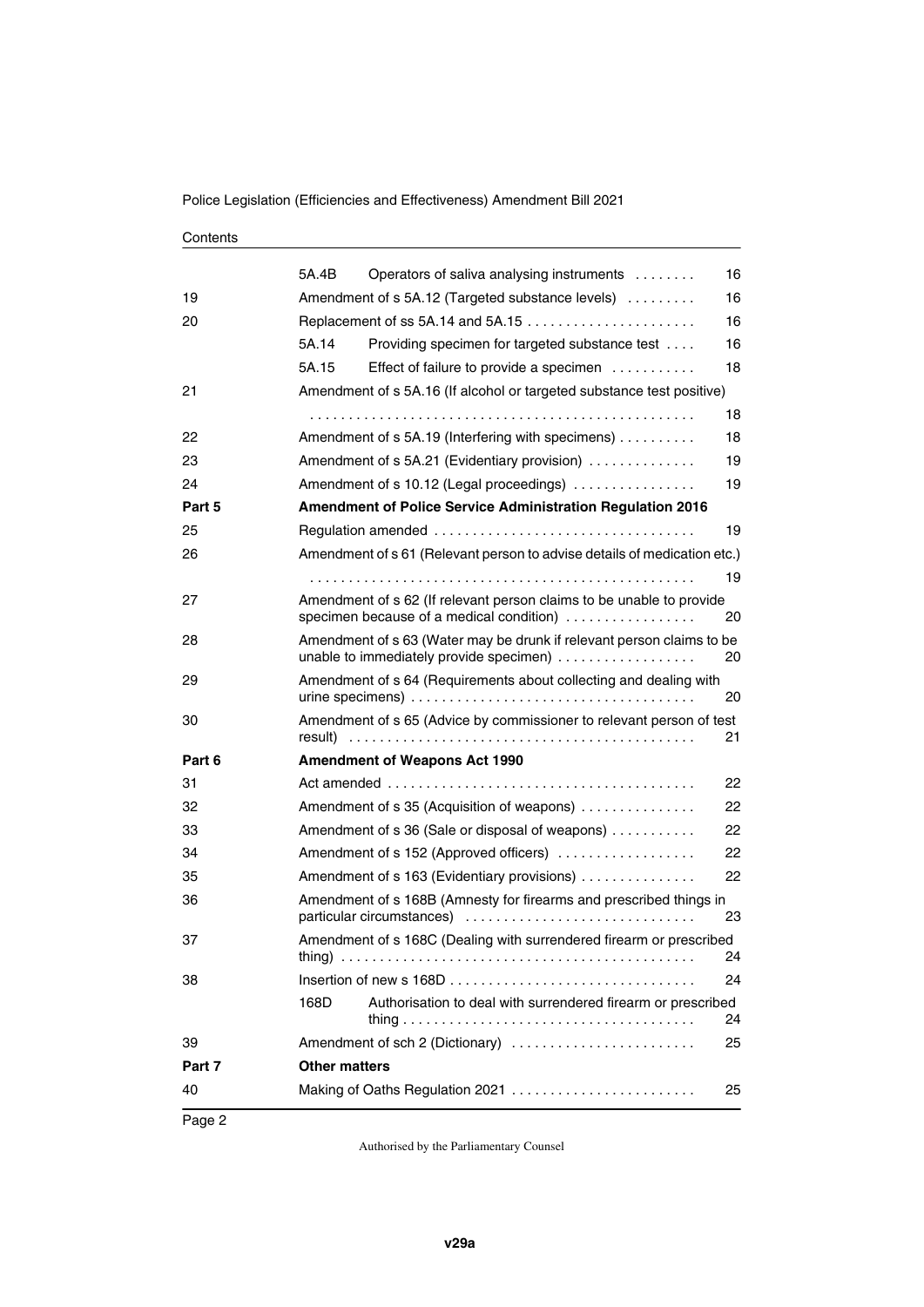| | | | |
|---|---|---|---|
| | 5A.4B | Operators of saliva analysing instruments | 16 |
| 19 | Amendment of s 5A.12 (Targeted substance levels) | | 16 |
| 20 | Replacement of ss 5A.14 and 5A.15 | | 16 |
| | 5A.14 | Providing specimen for targeted substance test | 16 |
| | 5A.15 | Effect of failure to provide a specimen | 18 |
| 21 | Amendment of s 5A.16 (If alcohol or targeted substance test positive) | | 18 |
| 22 | Amendment of s 5A.19 (Interfering with specimens) | | 18 |
| 23 | Amendment of s 5A.21 (Evidentiary provision) | | 19 |
| 24 | Amendment of s 10.12 (Legal proceedings) | | 19 |
| **Part 5** | **Amendment of Police Service Administration Regulation 2016** | | |
| 25 | Regulation amended | | 19 |
| 26 | Amendment of s 61 (Relevant person to advise details of medication etc.) | | 19 |
| 27 | Amendment of s 62 (If relevant person claims to be unable to provide specimen because of a medical condition) | | 20 |
| 28 | Amendment of s 63 (Water may be drunk if relevant person claims to be unable to immediately provide specimen) | | 20 |
| 29 | Amendment of s 64 (Requirements about collecting and dealing with urine specimens) | | 20 |
| 30 | Amendment of s 65 (Advice by commissioner to relevant person of test result) | | 21 |
| **Part 6** | **Amendment of Weapons Act 1990** | | |
| 31 | Act amended | | 22 |
| 32 | Amendment of s 35 (Acquisition of weapons) | | 22 |
| 33 | Amendment of s 36 (Sale or disposal of weapons) | | 22 |
| 34 | Amendment of s 152 (Approved officers) | | 22 |
| 35 | Amendment of s 163 (Evidentiary provisions) | | 22 |
| 36 | Amendment of s 168B (Amnesty for firearms and prescribed things in particular circumstances) | | 23 |
| 37 | Amendment of s 168C (Dealing with surrendered firearm or prescribed thing) | | 24 |
| 38 | Insertion of new s 168D | | 24 |
| | 168D | Authorisation to deal with surrendered firearm or prescribed thing | 24 |
| 39 | Amendment of sch 2 (Dictionary) | | 25 |
| **Part 7** | **Other matters** | | |
| 40 | Making of Oaths Regulation 2021 | | 25 |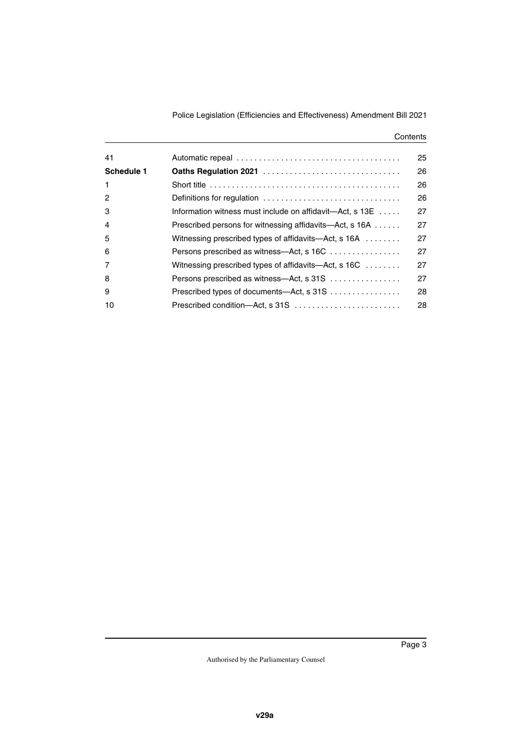| | | |
|---|---|---|
| 41 | Automatic repeal | 25 |
| **Schedule 1** | **Oaths Regulation 2021** | 26 |
| 1 | Short title | 26 |
| 2 | Definitions for regulation | 26 |
| 3 | Information witness must include on affidavit—Act, s 13E | 27 |
| 4 | Prescribed persons for witnessing affidavits—Act, s 16A | 27 |
| 5 | Witnessing prescribed types of affidavits—Act, s 16A | 27 |
| 6 | Persons prescribed as witness—Act, s 16C | 27 |
| 7 | Witnessing prescribed types of affidavits—Act, s 16C | 27 |
| 8 | Persons prescribed as witness—Act, s 31S | 27 |
| 9 | Prescribed types of documents—Act, s 31S | 28 |
| 10 | Prescribed condition—Act, s 31S | 28 |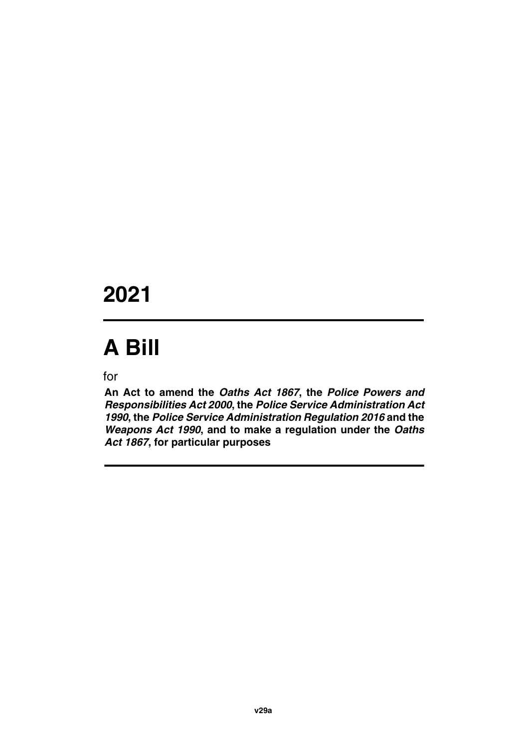# 2021

# A Bill

for

**An Act to amend the *Oaths Act 1867*, the *Police Powers and Responsibilities Act 2000*, the *Police Service Administration Act 1990*, the *Police Service Administration Regulation 2016* and the *Weapons Act 1990*, and to make a regulation under the *Oaths Act 1867*, for particular purposes**

**v29a**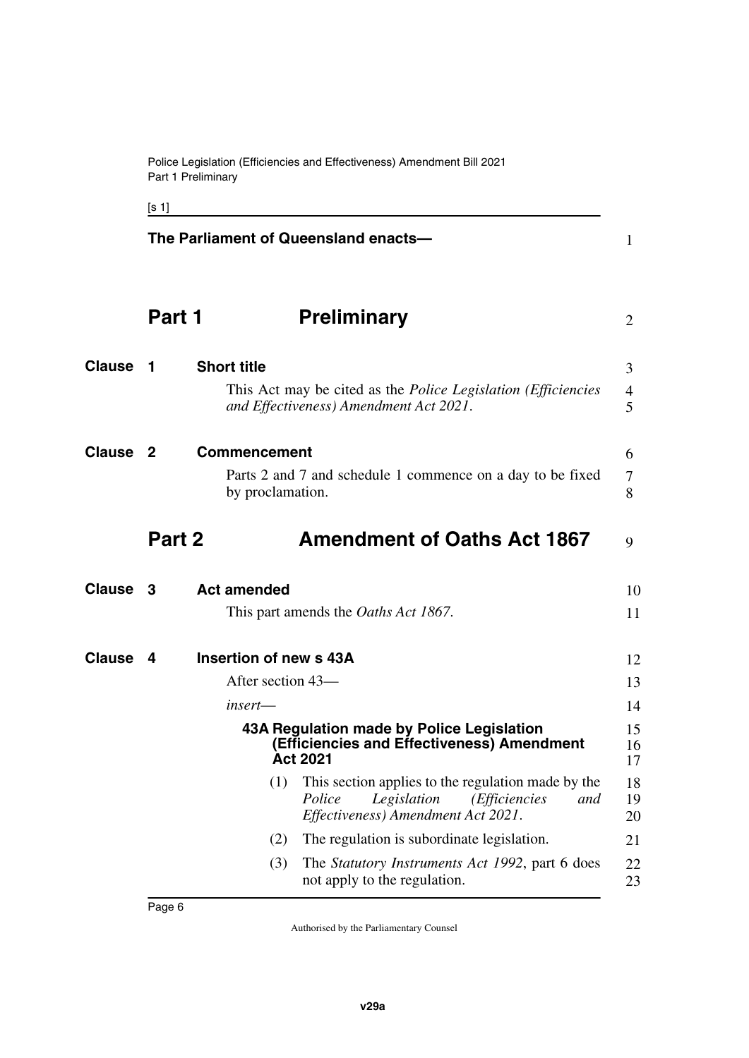The Parliament of Queensland enacts—

# Part 1 Preliminary

## Clause 1 Short title

This Act may be cited as the *Police Legislation (Efficiencies and Effectiveness) Amendment Act 2021*.

## Clause 2 Commencement

Parts 2 and 7 and schedule 1 commence on a day to be fixed by proclamation.

# Part 2 Amendment of Oaths Act 1867

## Clause 3 Act amended

This part amends the *Oaths Act 1867*.

## Clause 4 Insertion of new s 43A

After section 43—

*insert*—

### 43A Regulation made by Police Legislation (Efficiencies and Effectiveness) Amendment Act 2021

(1) This section applies to the regulation made by the *Police Legislation (Efficiencies and Effectiveness) Amendment Act 2021*.

(2) The regulation is subordinate legislation.

(3) The *Statutory Instruments Act 1992*, part 6 does not apply to the regulation.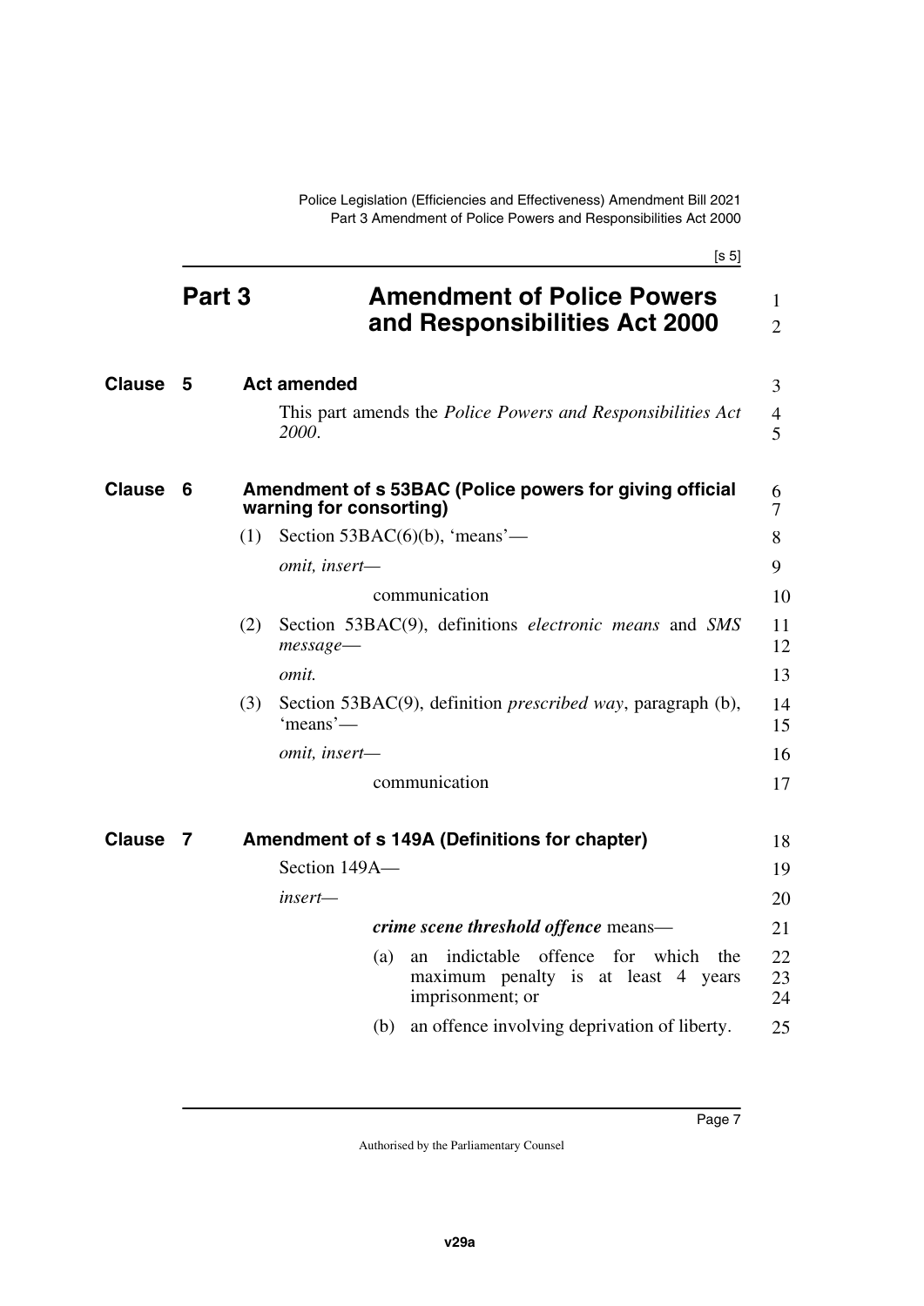# Part 3 Amendment of Police Powers and Responsibilities Act 2000

## Clause 5 Act amended

This part amends the *Police Powers and Responsibilities Act 2000*.

## Clause 6 Amendment of s 53BAC (Police powers for giving official warning for consorting)

(1) Section 53BAC(6)(b), 'means'—

*omit, insert—*

communication

(2) Section 53BAC(9), definitions *electronic means* and *SMS message*—

*omit.*

(3) Section 53BAC(9), definition *prescribed way*, paragraph (b), 'means'—

*omit, insert—*

communication

## Clause 7 Amendment of s 149A (Definitions for chapter)

Section 149A—

*insert—*

***crime scene threshold offence*** means—

(a) an indictable offence for which the maximum penalty is at least 4 years imprisonment; or

(b) an offence involving deprivation of liberty.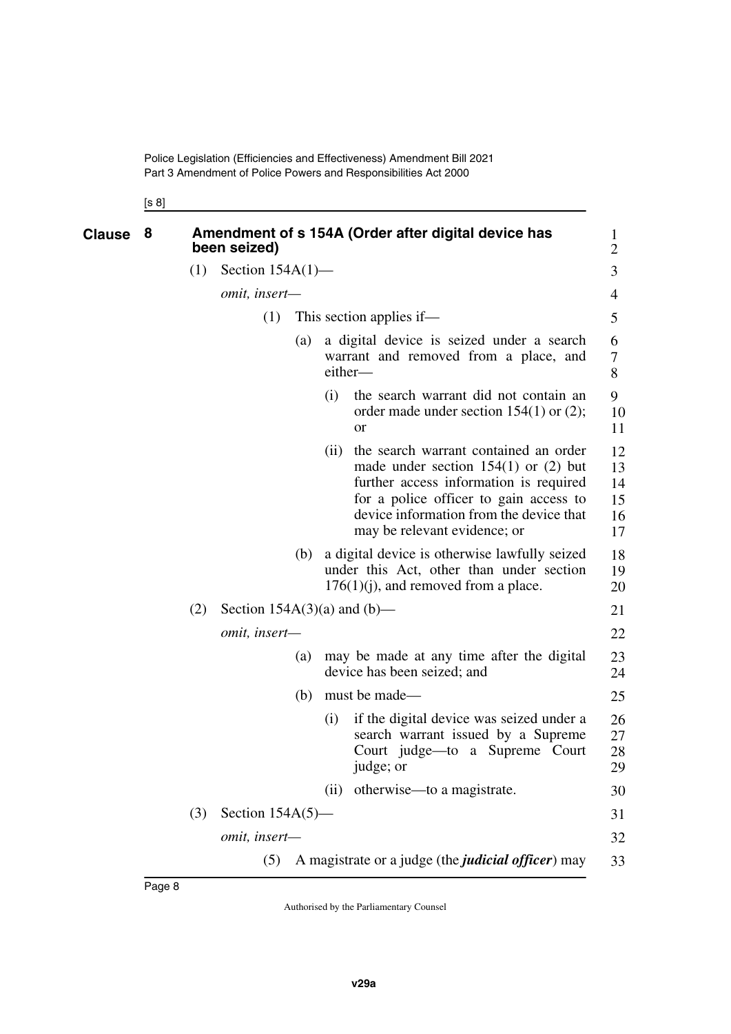## Clause 8 Amendment of s 154A (Order after digital device has been seized)

(1) Section 154A(1)—

*omit, insert—*

> (1) This section applies if—
>
> (a) a digital device is seized under a search warrant and removed from a place, and either—
>
> (i) the search warrant did not contain an order made under section 154(1) or (2); or
>
> (ii) the search warrant contained an order made under section 154(1) or (2) but further access information is required for a police officer to gain access to device information from the device that may be relevant evidence; or
>
> (b) a digital device is otherwise lawfully seized under this Act, other than under section 176(1)(j), and removed from a place.

(2) Section 154A(3)(a) and (b)—

*omit, insert—*

> (a) may be made at any time after the digital device has been seized; and
>
> (b) must be made—
>
> (i) if the digital device was seized under a search warrant issued by a Supreme Court judge—to a Supreme Court judge; or
>
> (ii) otherwise—to a magistrate.

(3) Section 154A(5)—

*omit, insert—*

> (5) A magistrate or a judge (the ***judicial officer***) may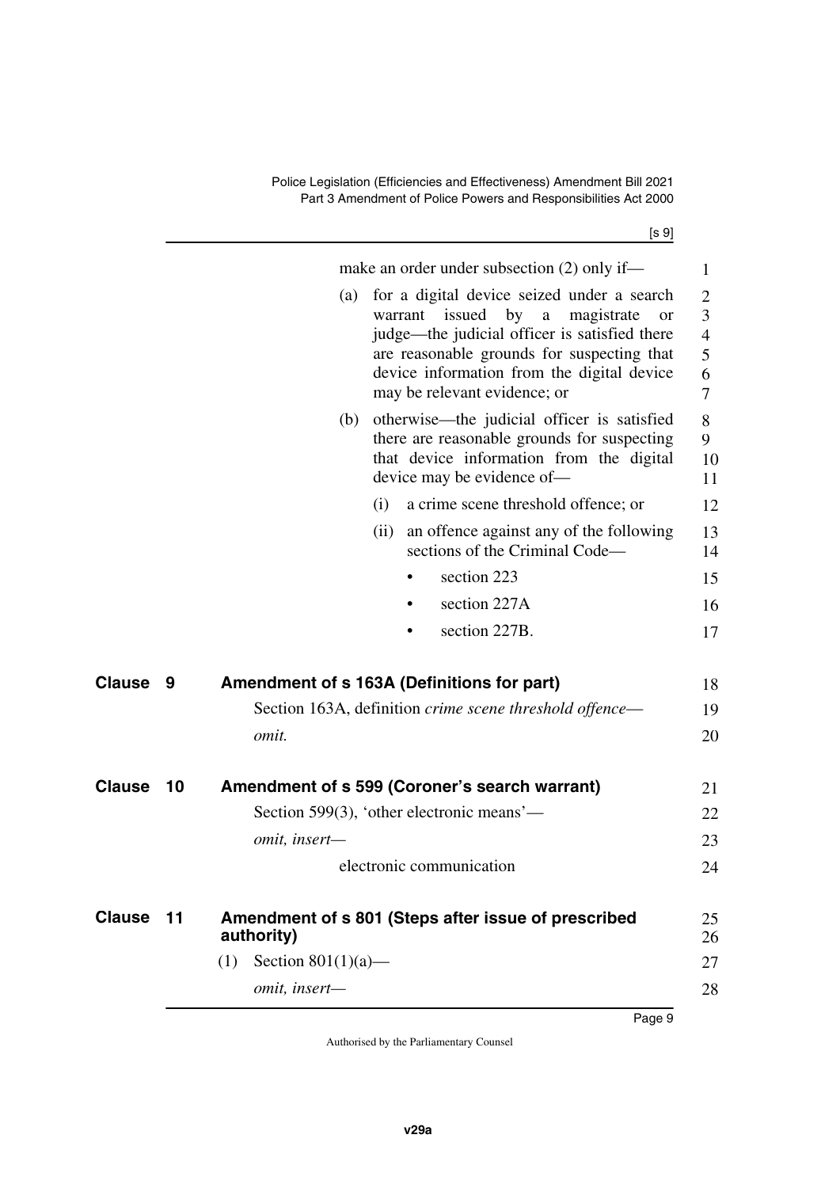make an order under subsection (2) only if—

(a) for a digital device seized under a search warrant issued by a magistrate or judge—the judicial officer is satisfied there are reasonable grounds for suspecting that device information from the digital device may be relevant evidence; or

(b) otherwise—the judicial officer is satisfied there are reasonable grounds for suspecting that device information from the digital device may be evidence of—

(i) a crime scene threshold offence; or

(ii) an offence against any of the following sections of the Criminal Code—

- section 223
- section 227A
- section 227B.

## Clause 9 Amendment of s 163A (Definitions for part)

Section 163A, definition *crime scene threshold offence*—

*omit.*

## Clause 10 Amendment of s 599 (Coroner's search warrant)

Section 599(3), 'other electronic means'—

*omit, insert—*

electronic communication

## Clause 11 Amendment of s 801 (Steps after issue of prescribed authority)

(1) Section 801(1)(a)—

*omit, insert—*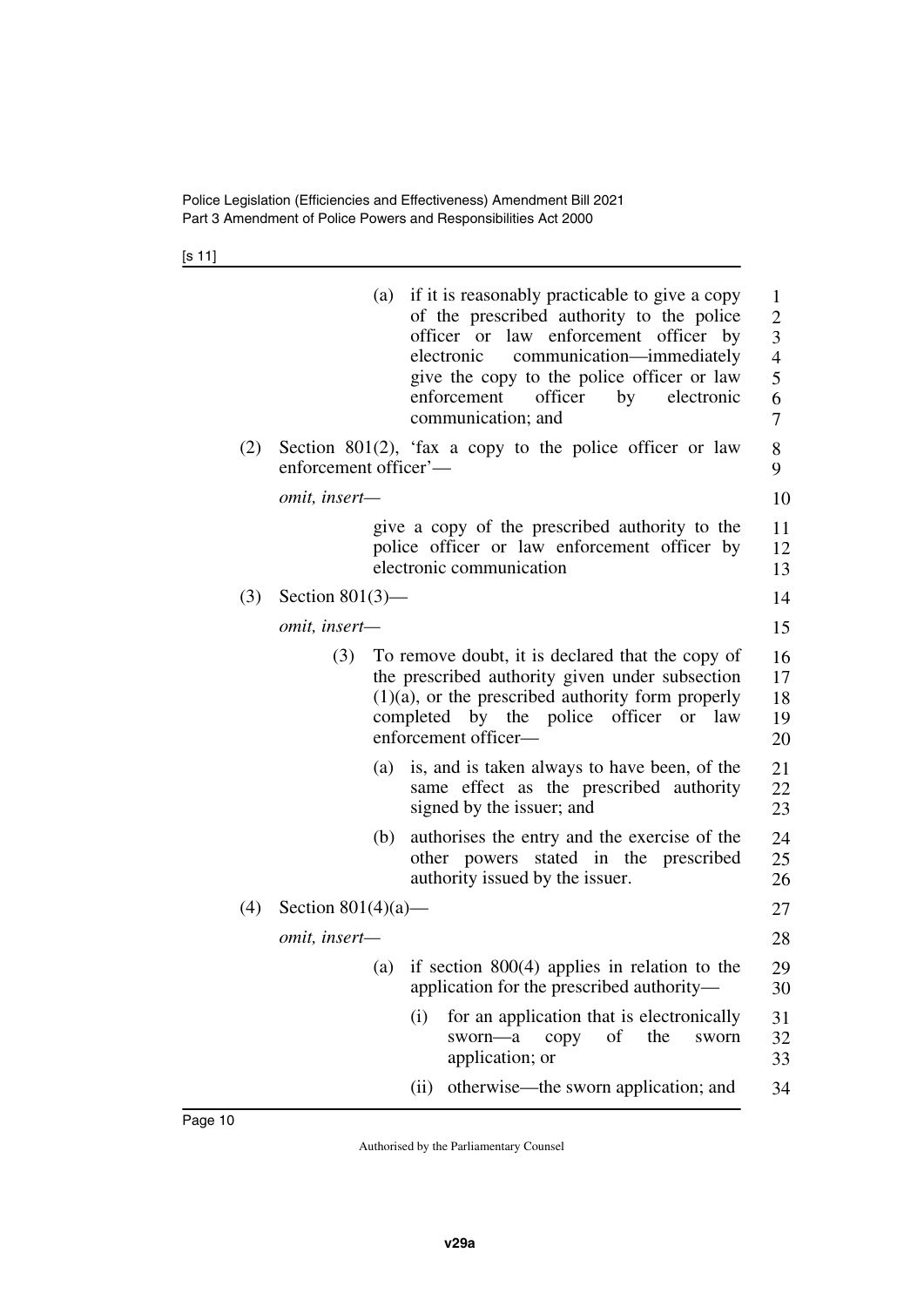(a) if it is reasonably practicable to give a copy of the prescribed authority to the police officer or law enforcement officer by electronic communication—immediately give the copy to the police officer or law enforcement officer by electronic communication; and

(2) Section 801(2), 'fax a copy to the police officer or law enforcement officer'—

*omit, insert—*

give a copy of the prescribed authority to the police officer or law enforcement officer by electronic communication

(3) Section 801(3)—

*omit, insert—*

(3) To remove doubt, it is declared that the copy of the prescribed authority given under subsection (1)(a), or the prescribed authority form properly completed by the police officer or law enforcement officer—

(a) is, and is taken always to have been, of the same effect as the prescribed authority signed by the issuer; and

(b) authorises the entry and the exercise of the other powers stated in the prescribed authority issued by the issuer.

(4) Section 801(4)(a)—

*omit, insert—*

(a) if section 800(4) applies in relation to the application for the prescribed authority—

(i) for an application that is electronically sworn—a copy of the sworn application; or

(ii) otherwise—the sworn application; and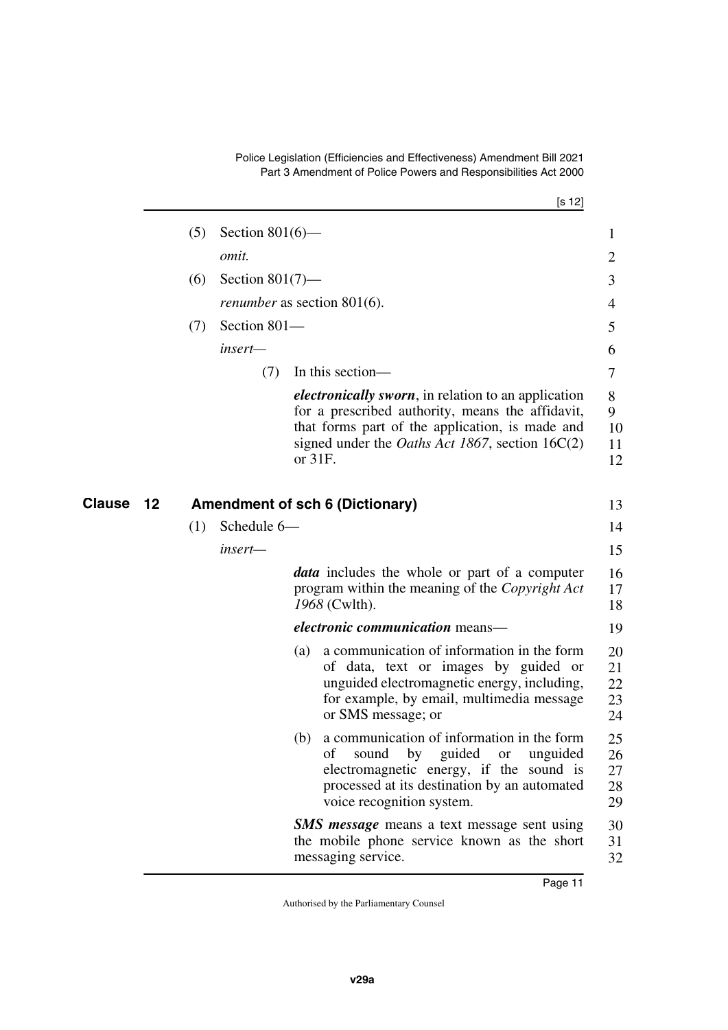(5) Section 801(6)—

*omit.*

(6) Section 801(7)—

*renumber* as section 801(6).

(7) Section 801—

*insert—*

(7) In this section—

***electronically sworn***, in relation to an application for a prescribed authority, means the affidavit, that forms part of the application, is made and signed under the *Oaths Act 1867*, section 16C(2) or 31F.

## Clause 12 Amendment of sch 6 (Dictionary)

(1) Schedule 6—

*insert—*

***data*** includes the whole or part of a computer program within the meaning of the *Copyright Act 1968* (Cwlth).

***electronic communication*** means—

(a) a communication of information in the form of data, text or images by guided or unguided electromagnetic energy, including, for example, by email, multimedia message or SMS message; or

(b) a communication of information in the form of sound by guided or unguided electromagnetic energy, if the sound is processed at its destination by an automated voice recognition system.

***SMS message*** means a text message sent using the mobile phone service known as the short messaging service.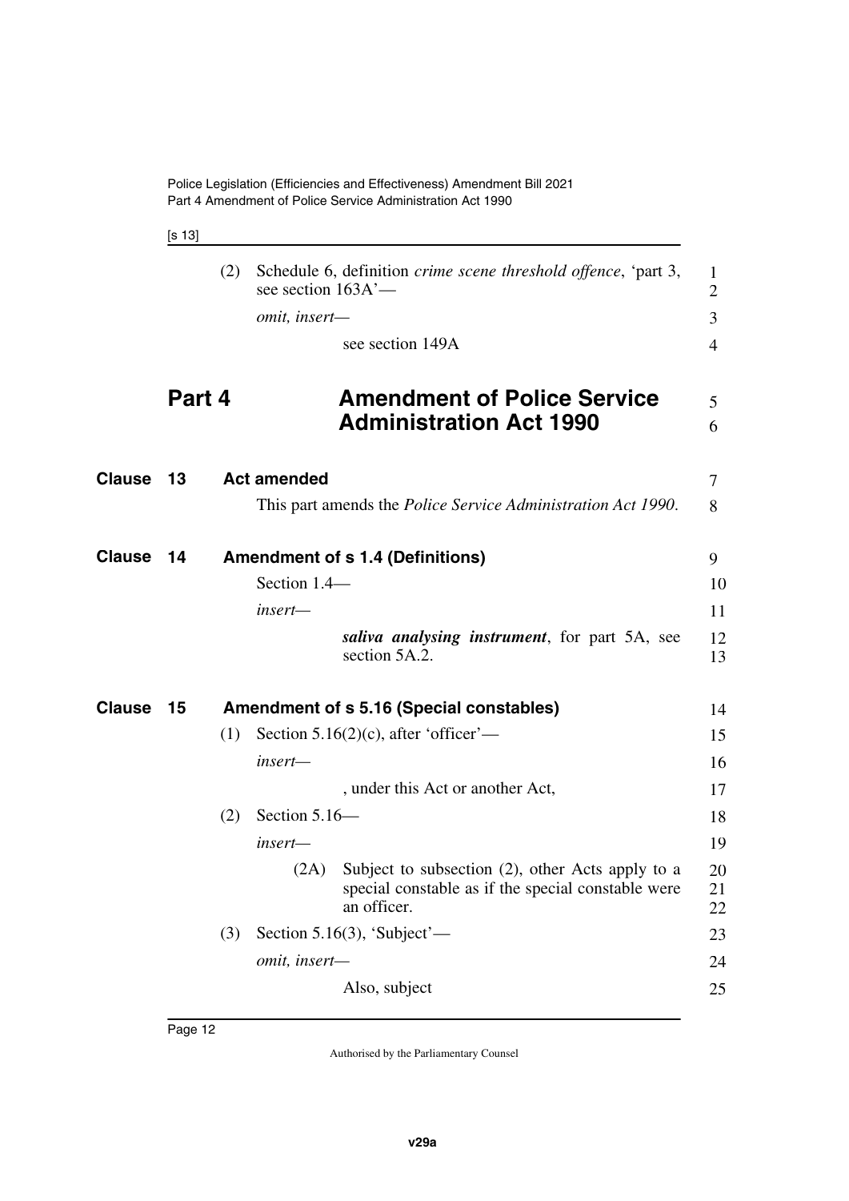(2) Schedule 6, definition *crime scene threshold offence*, 'part 3, see section 163A'—

*omit, insert—*

see section 149A

# Part 4 Amendment of Police Service Administration Act 1990

## Clause 13 Act amended

This part amends the *Police Service Administration Act 1990*.

## Clause 14 Amendment of s 1.4 (Definitions)

Section 1.4—

*insert—*

***saliva analysing instrument***, for part 5A, see section 5A.2.

## Clause 15 Amendment of s 5.16 (Special constables)

(1) Section 5.16(2)(c), after 'officer'—

*insert—*

, under this Act or another Act,

(2) Section 5.16—

*insert—*

(2A) Subject to subsection (2), other Acts apply to a special constable as if the special constable were an officer.

(3) Section 5.16(3), 'Subject'—

*omit, insert—*

Also, subject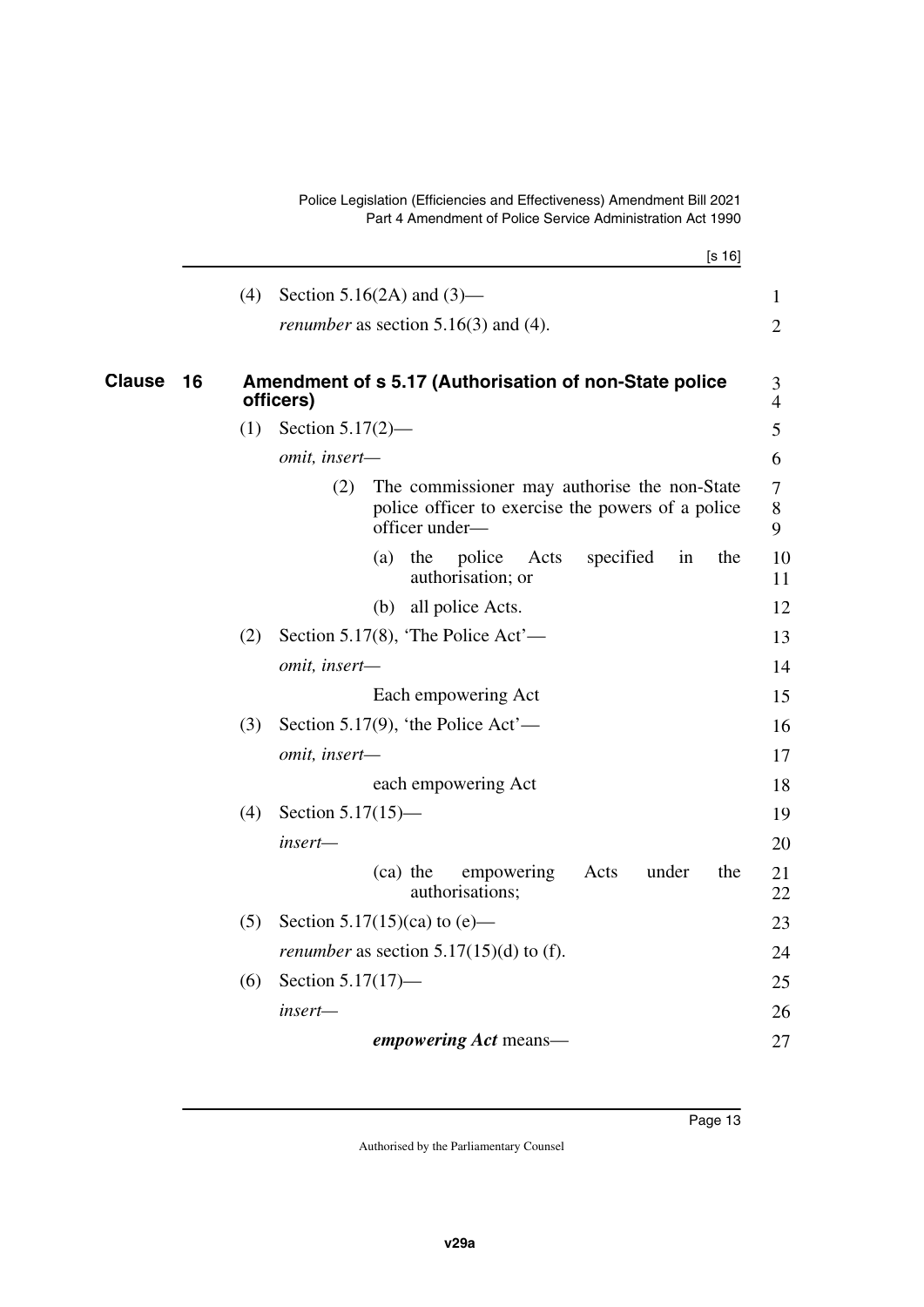(4) Section 5.16(2A) and (3)—

*renumber* as section 5.16(3) and (4).

## Clause 16 Amendment of s 5.17 (Authorisation of non-State police officers)

(1) Section 5.17(2)—

*omit, insert—*

(2) The commissioner may authorise the non-State police officer to exercise the powers of a police officer under—

(a) the police Acts specified in the authorisation; or

(b) all police Acts.

(2) Section 5.17(8), 'The Police Act'—

*omit, insert—*

Each empowering Act

(3) Section 5.17(9), 'the Police Act'—

*omit, insert—*

each empowering Act

(4) Section 5.17(15)—

*insert—*

(ca) the empowering Acts under the authorisations;

(5) Section 5.17(15)(ca) to (e)—

*renumber* as section 5.17(15)(d) to (f).

(6) Section 5.17(17)—

*insert—*

***empowering Act*** means—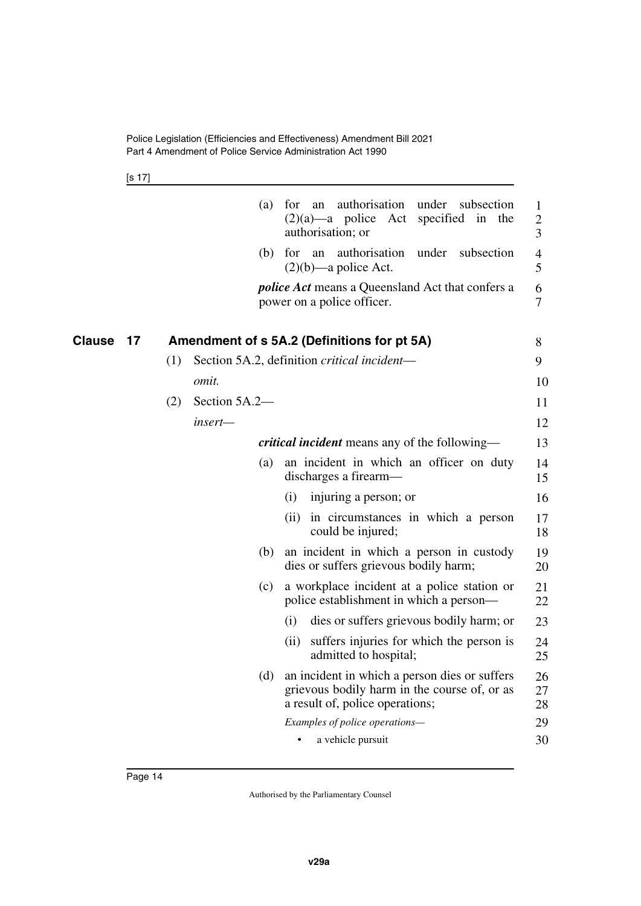(a) for an authorisation under subsection (2)(a)—a police Act specified in the authorisation; or

(b) for an authorisation under subsection (2)(b)—a police Act.

***police Act*** means a Queensland Act that confers a power on a police officer.

## Clause 17 Amendment of s 5A.2 (Definitions for pt 5A)

(1) Section 5A.2, definition *critical incident*—

*omit.*

(2) Section 5A.2—

*insert*—

***critical incident*** means any of the following—

(a) an incident in which an officer on duty discharges a firearm—

(i) injuring a person; or

(ii) in circumstances in which a person could be injured;

(b) an incident in which a person in custody dies or suffers grievous bodily harm;

(c) a workplace incident at a police station or police establishment in which a person—

(i) dies or suffers grievous bodily harm; or

(ii) suffers injuries for which the person is admitted to hospital;

(d) an incident in which a person dies or suffers grievous bodily harm in the course of, or as a result of, police operations;

*Examples of police operations—*

- a vehicle pursuit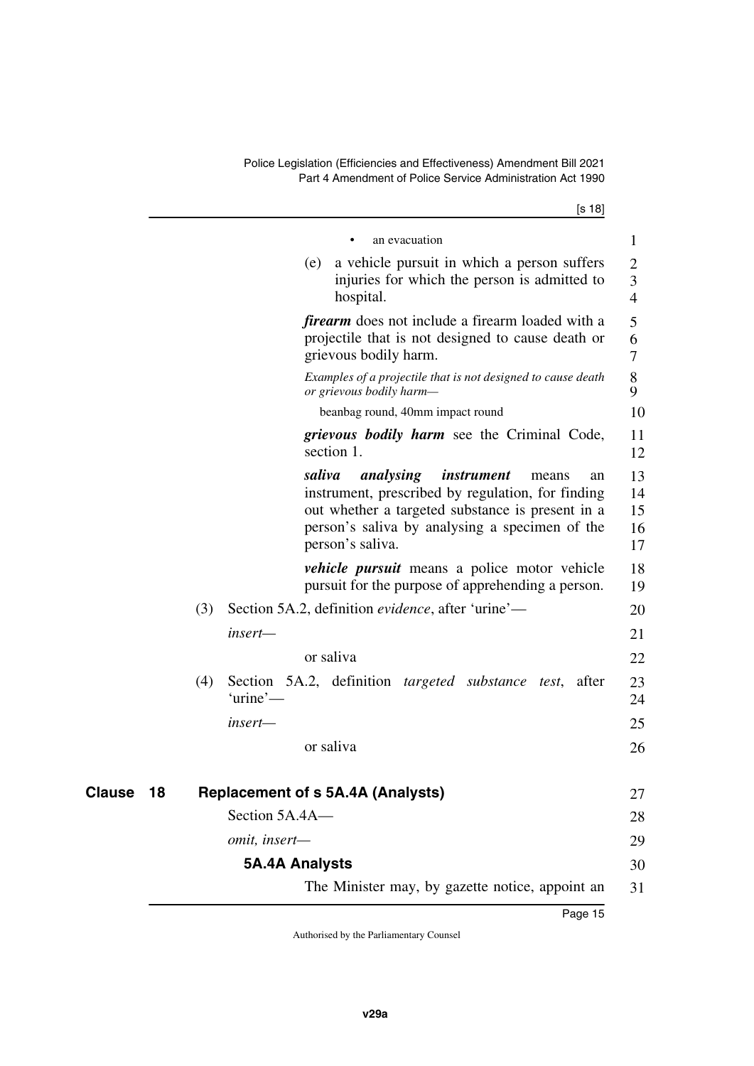- an evacuation

(e) a vehicle pursuit in which a person suffers injuries for which the person is admitted to hospital.

***firearm*** does not include a firearm loaded with a projectile that is not designed to cause death or grievous bodily harm.

*Examples of a projectile that is not designed to cause death or grievous bodily harm—*

beanbag round, 40mm impact round

***grievous bodily harm*** see the Criminal Code, section 1.

***saliva analysing instrument*** means an instrument, prescribed by regulation, for finding out whether a targeted substance is present in a person's saliva by analysing a specimen of the person's saliva.

***vehicle pursuit*** means a police motor vehicle pursuit for the purpose of apprehending a person.

(3) Section 5A.2, definition *evidence*, after 'urine'—

*insert—*

or saliva

(4) Section 5A.2, definition *targeted substance test*, after 'urine'—

*insert—*

or saliva

## Clause 18 Replacement of s 5A.4A (Analysts)

Section 5A.4A—

*omit, insert—*

### 5A.4A Analysts

The Minister may, by gazette notice, appoint an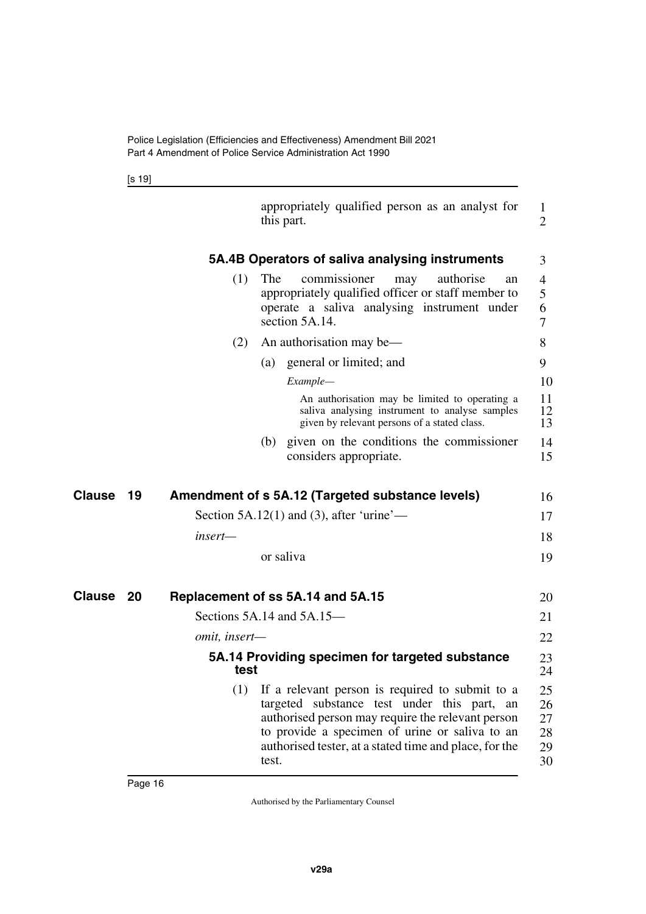appropriately qualified person as an analyst for this part.

#### 5A.4B Operators of saliva analysing instruments

(1) The commissioner may authorise an appropriately qualified officer or staff member to operate a saliva analysing instrument under section 5A.14.

(2) An authorisation may be—

(a) general or limited; and

*Example—*

An authorisation may be limited to operating a saliva analysing instrument to analyse samples given by relevant persons of a stated class.

(b) given on the conditions the commissioner considers appropriate.

## Clause 19 Amendment of s 5A.12 (Targeted substance levels)

Section 5A.12(1) and (3), after 'urine'—

*insert—*

or saliva

## Clause 20 Replacement of ss 5A.14 and 5A.15

Sections 5A.14 and 5A.15—

*omit, insert—*

#### 5A.14 Providing specimen for targeted substance test

(1) If a relevant person is required to submit to a targeted substance test under this part, an authorised person may require the relevant person to provide a specimen of urine or saliva to an authorised tester, at a stated time and place, for the test.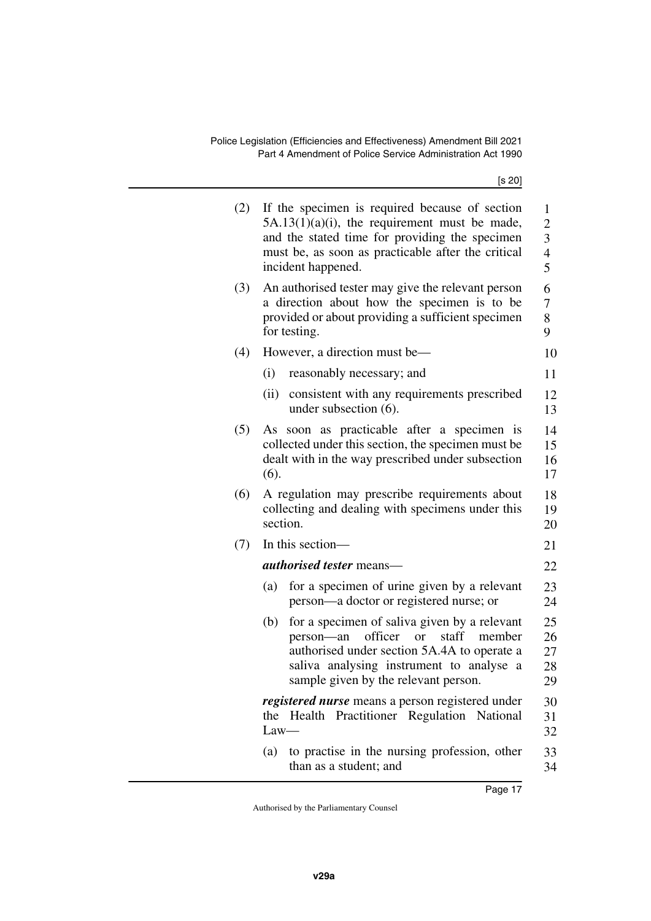(2) If the specimen is required because of section 5A.13(1)(a)(i), the requirement must be made, and the stated time for providing the specimen must be, as soon as practicable after the critical incident happened.

(3) An authorised tester may give the relevant person a direction about how the specimen is to be provided or about providing a sufficient specimen for testing.

(4) However, a direction must be—

   (i) reasonably necessary; and

   (ii) consistent with any requirements prescribed under subsection (6).

(5) As soon as practicable after a specimen is collected under this section, the specimen must be dealt with in the way prescribed under subsection (6).

(6) A regulation may prescribe requirements about collecting and dealing with specimens under this section.

(7) In this section—

***authorised tester*** means—

   (a) for a specimen of urine given by a relevant person—a doctor or registered nurse; or

   (b) for a specimen of saliva given by a relevant person—an officer or staff member authorised under section 5A.4A to operate a saliva analysing instrument to analyse a sample given by the relevant person.

***registered nurse*** means a person registered under the Health Practitioner Regulation National Law—

   (a) to practise in the nursing profession, other than as a student; and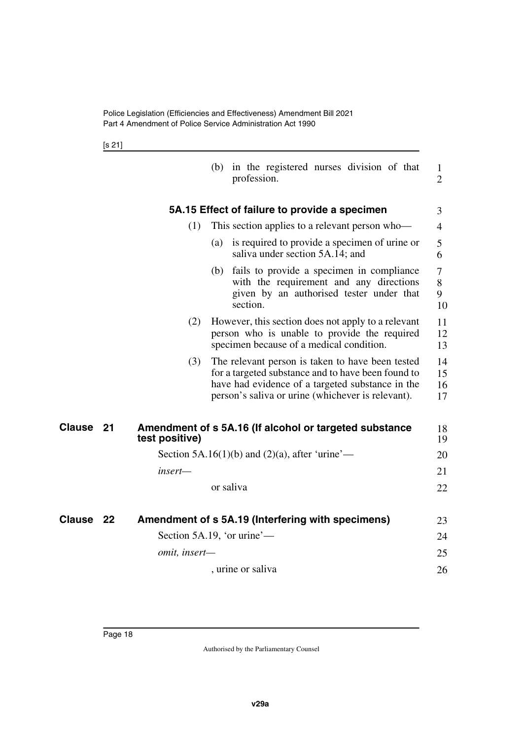(b) in the registered nurses division of that profession.

**5A.15 Effect of failure to provide a specimen**

(1) This section applies to a relevant person who—

(a) is required to provide a specimen of urine or saliva under section 5A.14; and

(b) fails to provide a specimen in compliance with the requirement and any directions given by an authorised tester under that section.

(2) However, this section does not apply to a relevant person who is unable to provide the required specimen because of a medical condition.

(3) The relevant person is taken to have been tested for a targeted substance and to have been found to have had evidence of a targeted substance in the person's saliva or urine (whichever is relevant).

## Clause 21 Amendment of s 5A.16 (If alcohol or targeted substance test positive)

Section 5A.16(1)(b) and (2)(a), after 'urine'—

*insert—*

or saliva

## Clause 22 Amendment of s 5A.19 (Interfering with specimens)

Section 5A.19, 'or urine'—

*omit, insert—*

, urine or saliva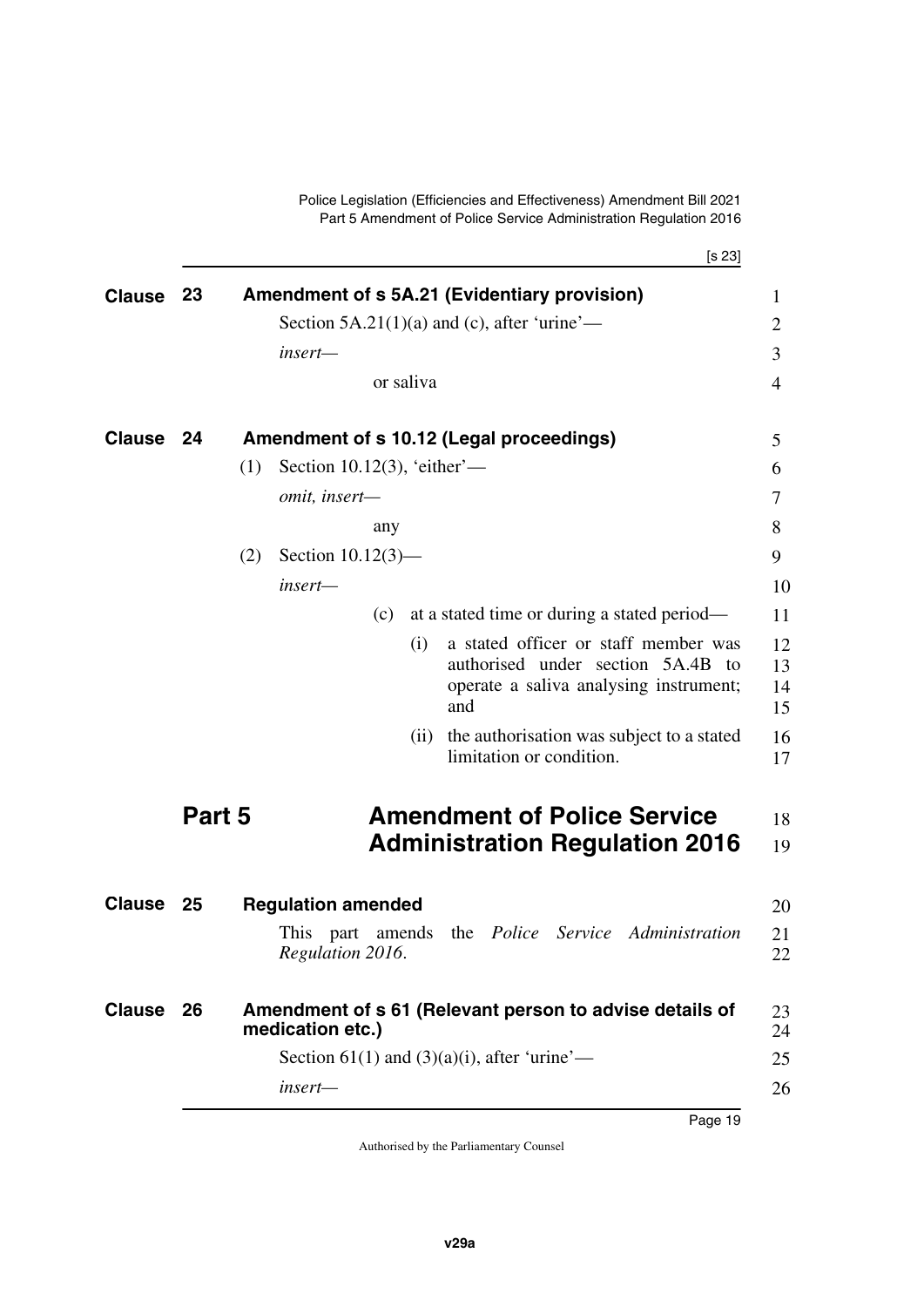## Clause 23 Amendment of s 5A.21 (Evidentiary provision)

Section 5A.21(1)(a) and (c), after 'urine'—

*insert*—

> or saliva

## Clause 24 Amendment of s 10.12 (Legal proceedings)

(1) Section 10.12(3), 'either'—

*omit, insert*—

> any

(2) Section 10.12(3)—

*insert*—

> (c) at a stated time or during a stated period—
>
> > (i) a stated officer or staff member was authorised under section 5A.4B to operate a saliva analysing instrument; and
> >
> > (ii) the authorisation was subject to a stated limitation or condition.

# Part 5 Amendment of Police Service Administration Regulation 2016

## Clause 25 Regulation amended

This part amends the *Police Service Administration Regulation 2016*.

## Clause 26 Amendment of s 61 (Relevant person to advise details of medication etc.)

Section 61(1) and (3)(a)(i), after 'urine'—

*insert*—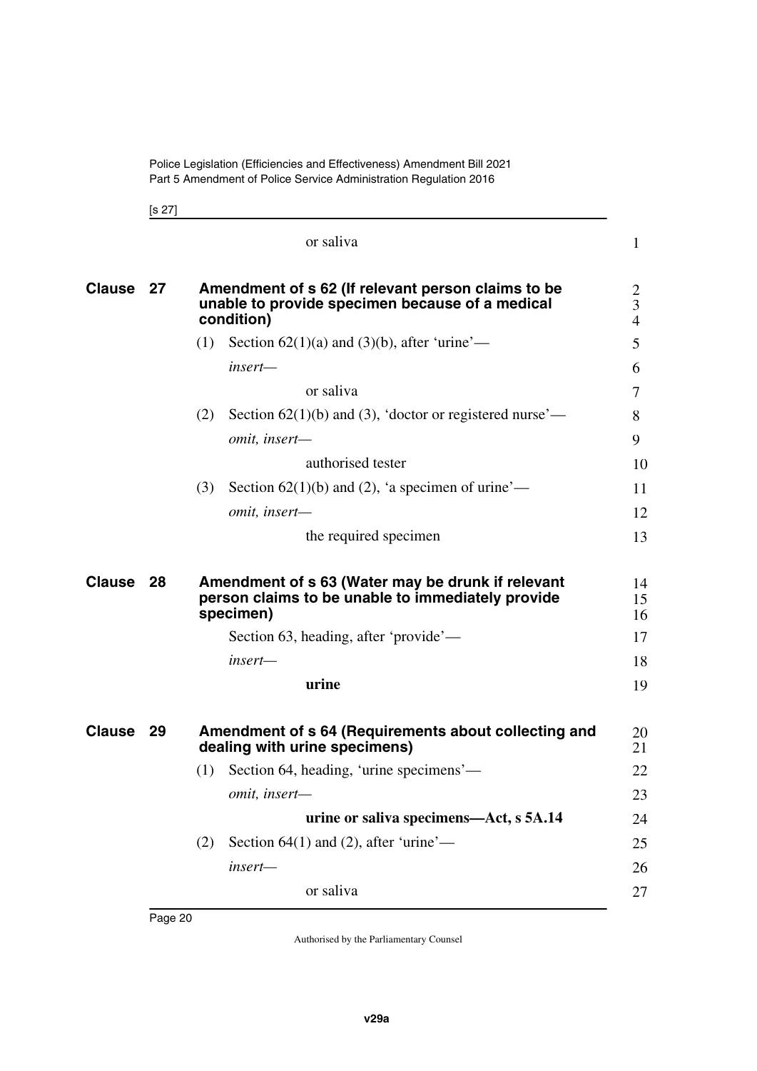or saliva

### Clause 27 Amendment of s 62 (If relevant person claims to be unable to provide specimen because of a medical condition)

(1) Section 62(1)(a) and (3)(b), after 'urine'—

*insert—*

or saliva

(2) Section 62(1)(b) and (3), 'doctor or registered nurse'—

*omit, insert—*

authorised tester

(3) Section 62(1)(b) and (2), 'a specimen of urine'—

*omit, insert—*

the required specimen

### Clause 28 Amendment of s 63 (Water may be drunk if relevant person claims to be unable to immediately provide specimen)

Section 63, heading, after 'provide'—

*insert—*

**urine**

### Clause 29 Amendment of s 64 (Requirements about collecting and dealing with urine specimens)

(1) Section 64, heading, 'urine specimens'—

*omit, insert—*

**urine or saliva specimens—Act, s 5A.14**

(2) Section 64(1) and (2), after 'urine'—

*insert—*

or saliva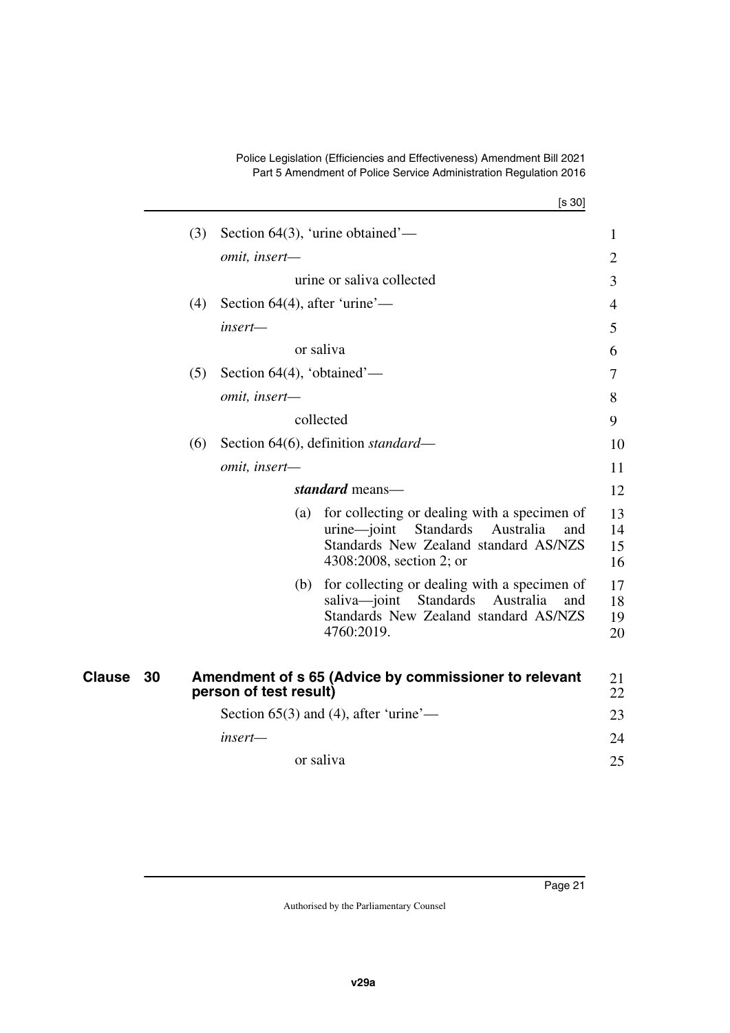(3) Section 64(3), 'urine obtained'—

*omit, insert—*

urine or saliva collected

(4) Section 64(4), after 'urine'—

*insert—*

or saliva

(5) Section 64(4), 'obtained'—

*omit, insert—*

collected

(6) Section 64(6), definition *standard*—

*omit, insert—*

***standard*** means—

(a) for collecting or dealing with a specimen of urine—joint Standards Australia and Standards New Zealand standard AS/NZS 4308:2008, section 2; or

(b) for collecting or dealing with a specimen of saliva—joint Standards Australia and Standards New Zealand standard AS/NZS 4760:2019.

## Clause 30 Amendment of s 65 (Advice by commissioner to relevant person of test result)

Section 65(3) and (4), after 'urine'—

*insert—*

or saliva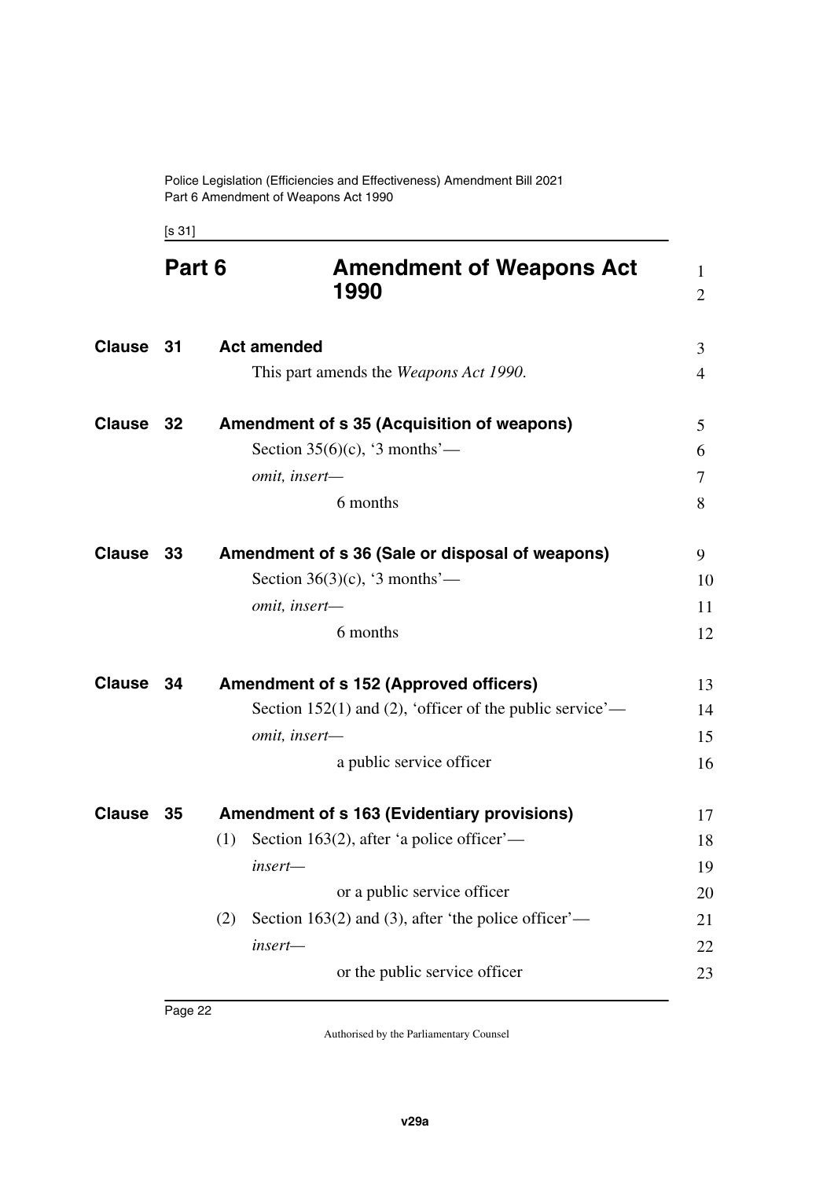## Part 6 Amendment of Weapons Act 1990

### Clause 31 Act amended

This part amends the *Weapons Act 1990*.

### Clause 32 Amendment of s 35 (Acquisition of weapons)

Section 35(6)(c), '3 months'—

*omit, insert—*

6 months

### Clause 33 Amendment of s 36 (Sale or disposal of weapons)

Section 36(3)(c), '3 months'—

*omit, insert—*

6 months

### Clause 34 Amendment of s 152 (Approved officers)

Section 152(1) and (2), 'officer of the public service'—

*omit, insert—*

a public service officer

### Clause 35 Amendment of s 163 (Evidentiary provisions)

(1) Section 163(2), after 'a police officer'—

*insert—*

or a public service officer

(2) Section 163(2) and (3), after 'the police officer'—

*insert—*

or the public service officer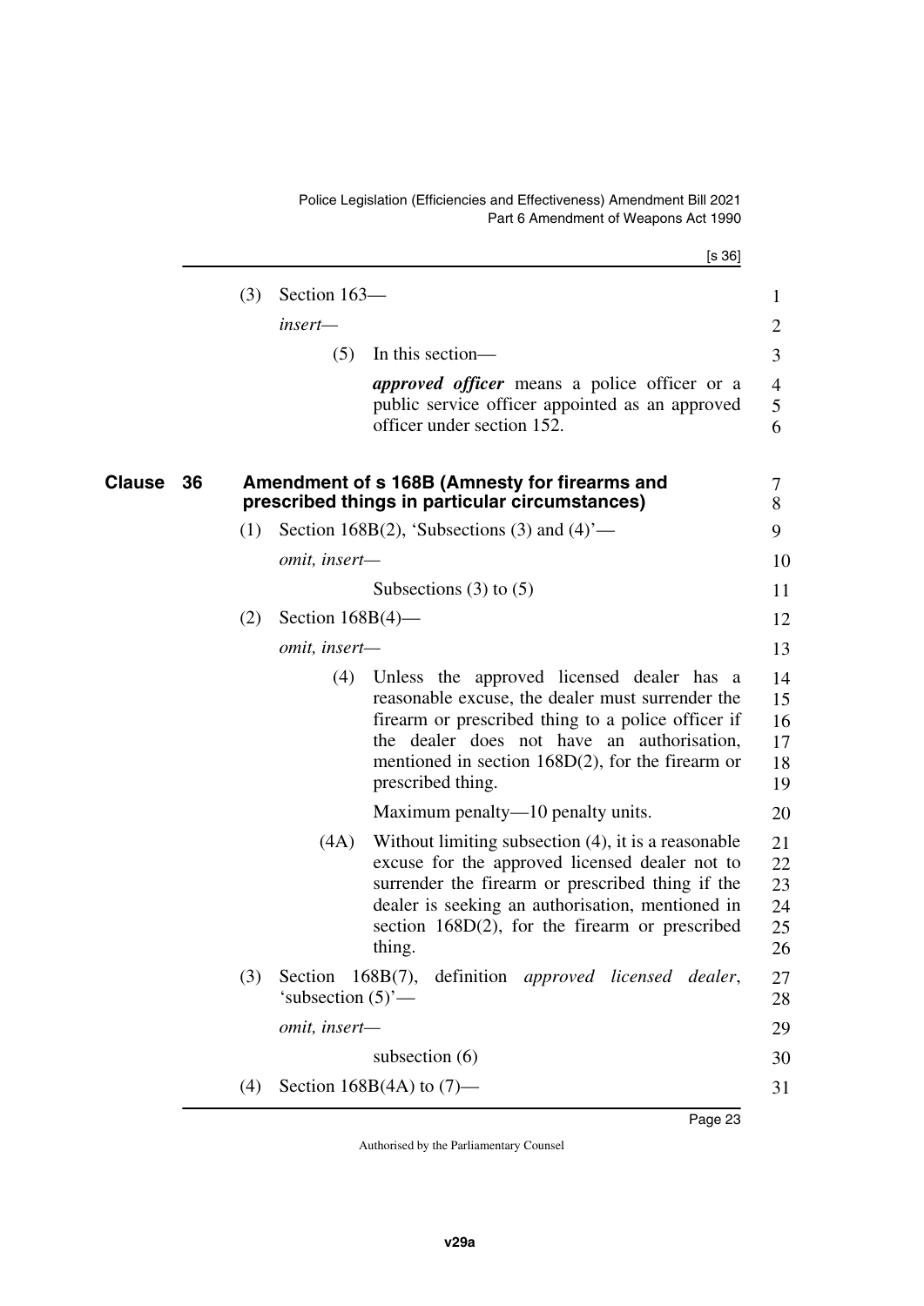(3) Section 163—

*insert*—

(5) In this section—

***approved officer*** means a police officer or a public service officer appointed as an approved officer under section 152.

## Clause 36 Amendment of s 168B (Amnesty for firearms and prescribed things in particular circumstances)

(1) Section 168B(2), 'Subsections (3) and (4)'—

*omit, insert*—

Subsections (3) to (5)

(2) Section 168B(4)—

*omit, insert*—

(4) Unless the approved licensed dealer has a reasonable excuse, the dealer must surrender the firearm or prescribed thing to a police officer if the dealer does not have an authorisation, mentioned in section 168D(2), for the firearm or prescribed thing.

Maximum penalty—10 penalty units.

(4A) Without limiting subsection (4), it is a reasonable excuse for the approved licensed dealer not to surrender the firearm or prescribed thing if the dealer is seeking an authorisation, mentioned in section 168D(2), for the firearm or prescribed thing.

(3) Section 168B(7), definition *approved licensed dealer*, 'subsection (5)'—

*omit, insert*—

subsection (6)

(4) Section 168B(4A) to (7)—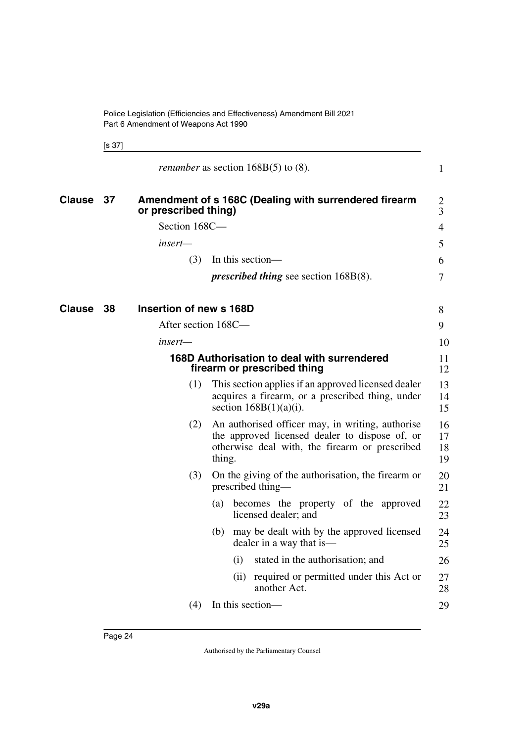*renumber* as section 168B(5) to (8).

## Clause 37 Amendment of s 168C (Dealing with surrendered firearm or prescribed thing)

Section 168C—

*insert*—

(3) In this section—

***prescribed thing*** see section 168B(8).

## Clause 38 Insertion of new s 168D

After section 168C—

*insert*—

### 168D Authorisation to deal with surrendered firearm or prescribed thing

(1) This section applies if an approved licensed dealer acquires a firearm, or a prescribed thing, under section 168B(1)(a)(i).

(2) An authorised officer may, in writing, authorise the approved licensed dealer to dispose of, or otherwise deal with, the firearm or prescribed thing.

(3) On the giving of the authorisation, the firearm or prescribed thing—

(a) becomes the property of the approved licensed dealer; and

(b) may be dealt with by the approved licensed dealer in a way that is—

(i) stated in the authorisation; and

(ii) required or permitted under this Act or another Act.

(4) In this section—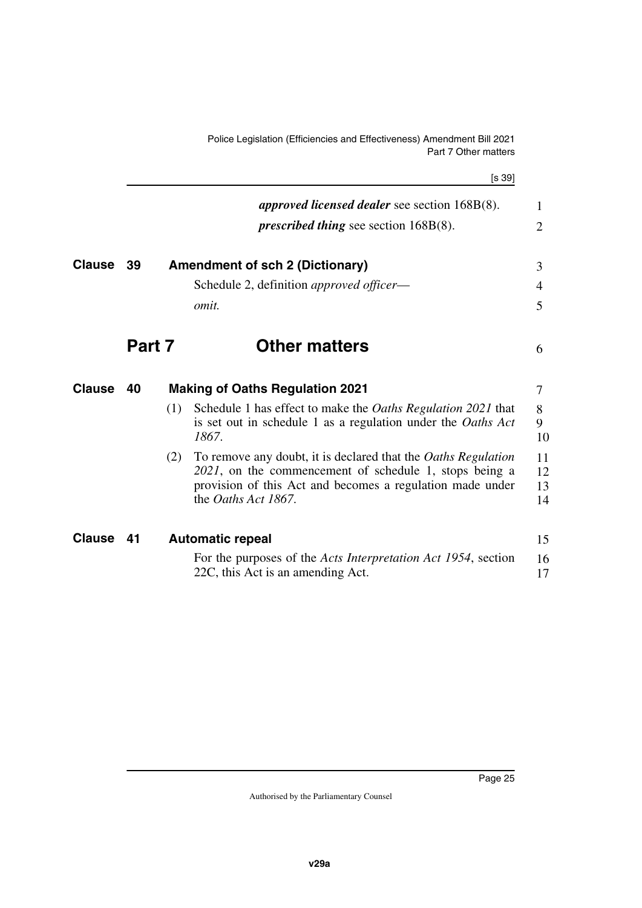***approved licensed dealer*** see section 168B(8).

***prescribed thing*** see section 168B(8).

### Clause 39 Amendment of sch 2 (Dictionary)

Schedule 2, definition *approved officer*—

*omit.*

## Part 7 Other matters

### Clause 40 Making of Oaths Regulation 2021

(1) Schedule 1 has effect to make the *Oaths Regulation 2021* that is set out in schedule 1 as a regulation under the *Oaths Act 1867*.

(2) To remove any doubt, it is declared that the *Oaths Regulation 2021*, on the commencement of schedule 1, stops being a provision of this Act and becomes a regulation made under the *Oaths Act 1867*.

### Clause 41 Automatic repeal

For the purposes of the *Acts Interpretation Act 1954*, section 22C, this Act is an amending Act.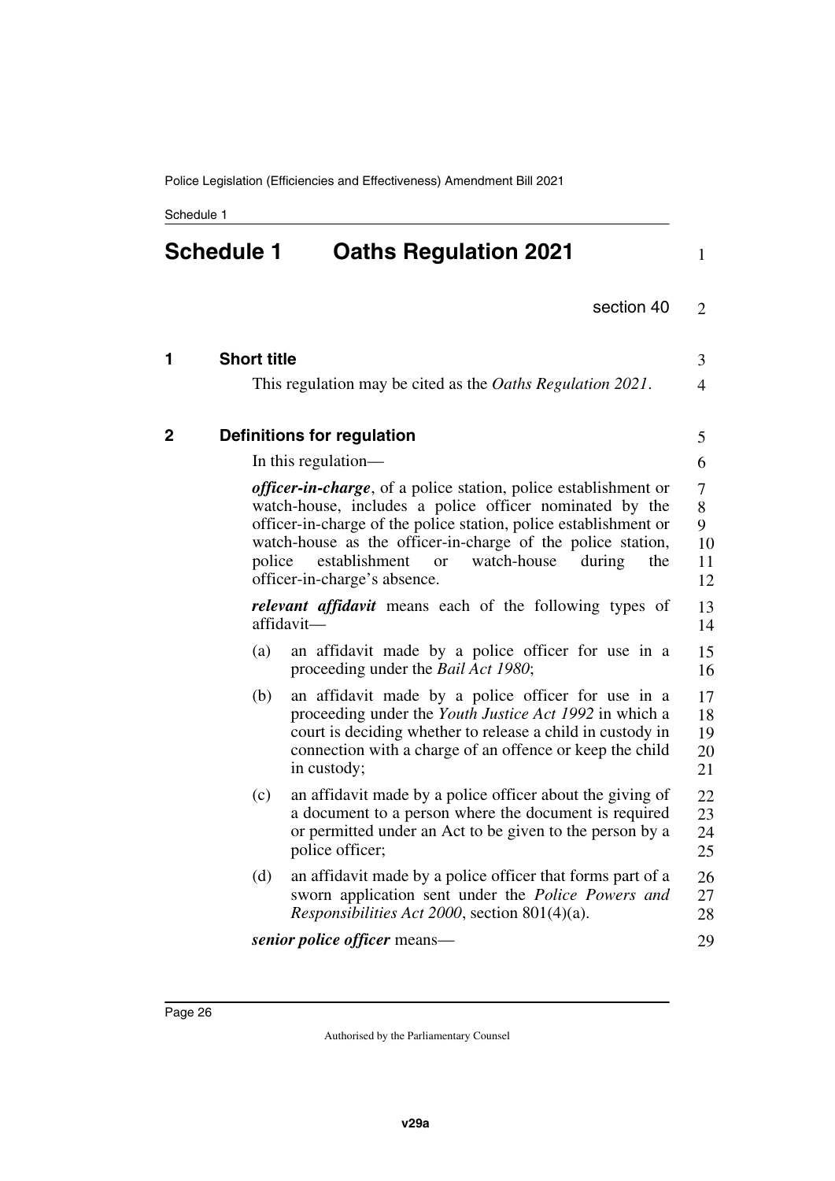# Schedule 1 Oaths Regulation 2021

section 40

## 1 Short title

This regulation may be cited as the *Oaths Regulation 2021*.

## 2 Definitions for regulation

In this regulation—

***officer-in-charge***, of a police station, police establishment or watch-house, includes a police officer nominated by the officer-in-charge of the police station, police establishment or watch-house as the officer-in-charge of the police station, police establishment or watch-house during the officer-in-charge's absence.

***relevant affidavit*** means each of the following types of affidavit—

(a) an affidavit made by a police officer for use in a proceeding under the *Bail Act 1980*;

(b) an affidavit made by a police officer for use in a proceeding under the *Youth Justice Act 1992* in which a court is deciding whether to release a child in custody in connection with a charge of an offence or keep the child in custody;

(c) an affidavit made by a police officer about the giving of a document to a person where the document is required or permitted under an Act to be given to the person by a police officer;

(d) an affidavit made by a police officer that forms part of a sworn application sent under the *Police Powers and Responsibilities Act 2000*, section 801(4)(a).

***senior police officer*** means—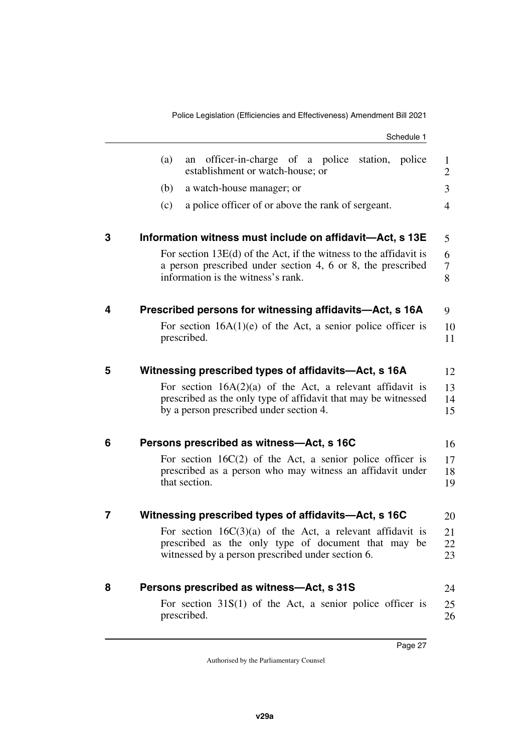(a) an officer-in-charge of a police station, police establishment or watch-house; or

(b) a watch-house manager; or

(c) a police officer of or above the rank of sergeant.

## 3 Information witness must include on affidavit—Act, s 13E

For section 13E(d) of the Act, if the witness to the affidavit is a person prescribed under section 4, 6 or 8, the prescribed information is the witness's rank.

## 4 Prescribed persons for witnessing affidavits—Act, s 16A

For section 16A(1)(e) of the Act, a senior police officer is prescribed.

## 5 Witnessing prescribed types of affidavits—Act, s 16A

For section 16A(2)(a) of the Act, a relevant affidavit is prescribed as the only type of affidavit that may be witnessed by a person prescribed under section 4.

## 6 Persons prescribed as witness—Act, s 16C

For section 16C(2) of the Act, a senior police officer is prescribed as a person who may witness an affidavit under that section.

## 7 Witnessing prescribed types of affidavits—Act, s 16C

For section 16C(3)(a) of the Act, a relevant affidavit is prescribed as the only type of document that may be witnessed by a person prescribed under section 6.

## 8 Persons prescribed as witness—Act, s 31S

For section 31S(1) of the Act, a senior police officer is prescribed.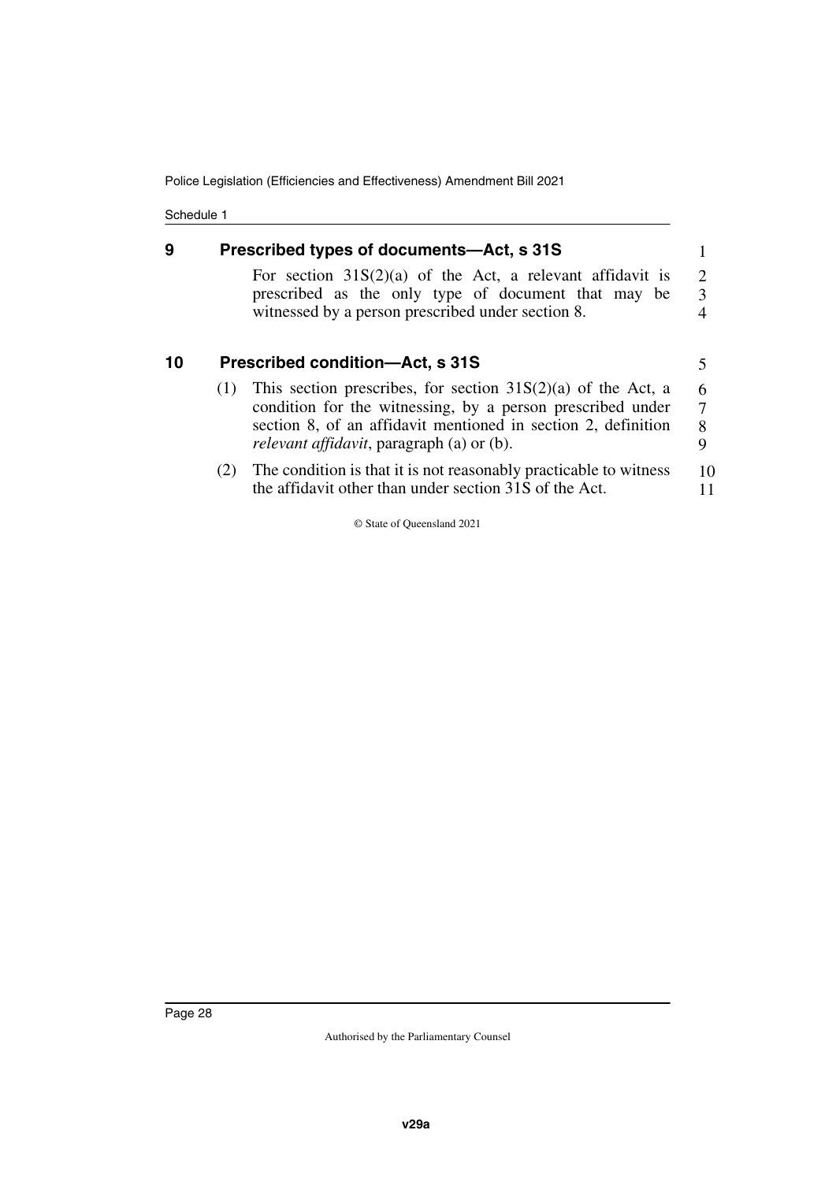## 9 Prescribed types of documents—Act, s 31S

For section 31S(2)(a) of the Act, a relevant affidavit is prescribed as the only type of document that may be witnessed by a person prescribed under section 8.

## 10 Prescribed condition—Act, s 31S

(1) This section prescribes, for section 31S(2)(a) of the Act, a condition for the witnessing, by a person prescribed under section 8, of an affidavit mentioned in section 2, definition *relevant affidavit*, paragraph (a) or (b).

(2) The condition is that it is not reasonably practicable to witness the affidavit other than under section 31S of the Act.

© State of Queensland 2021